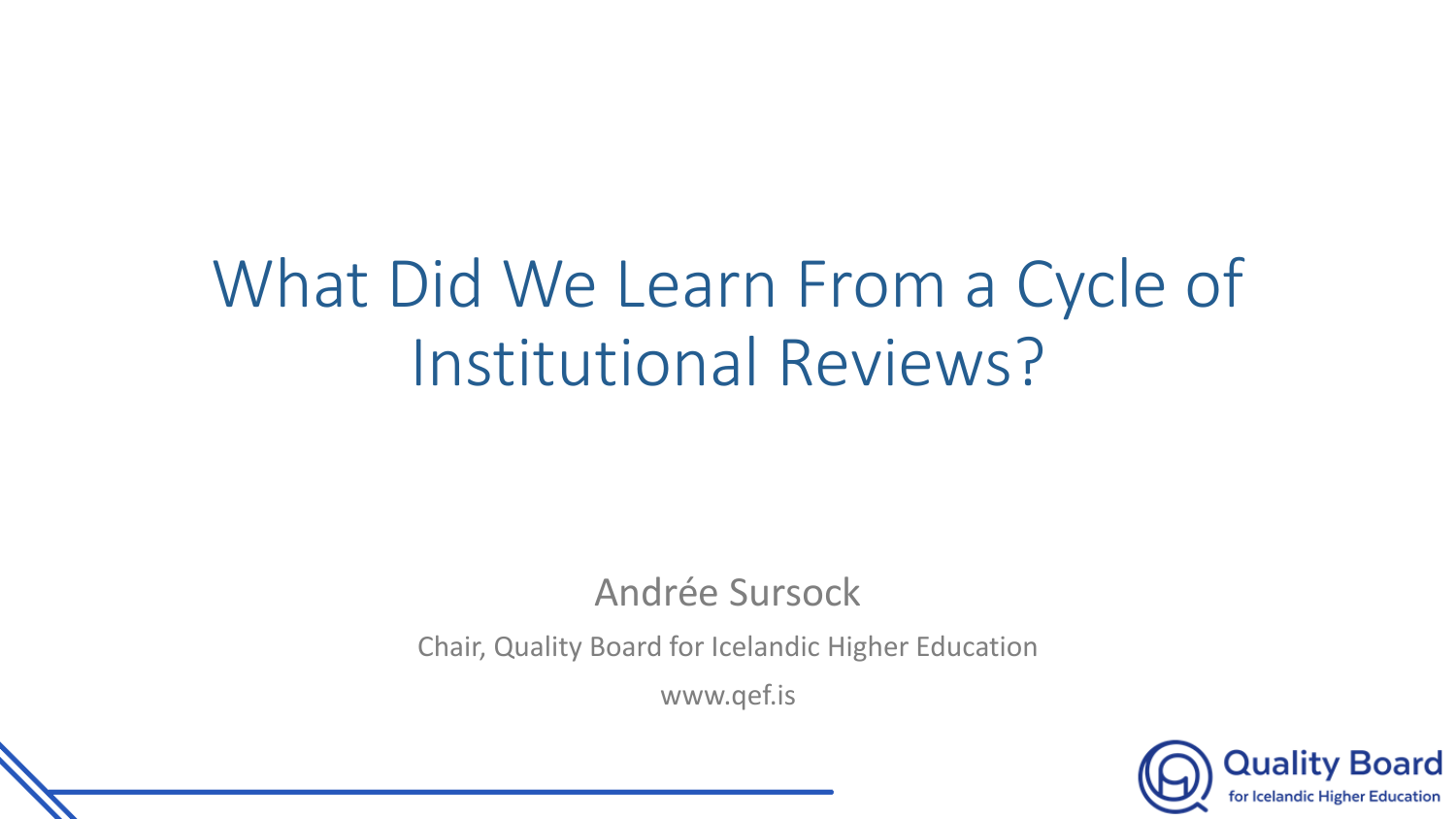# What Did We Learn From a Cycle of Institutional Reviews?

Andrée Sursock

Chair, Quality Board for Icelandic Higher Education

www.qef.is

Quality Board for Icelandic Higher Education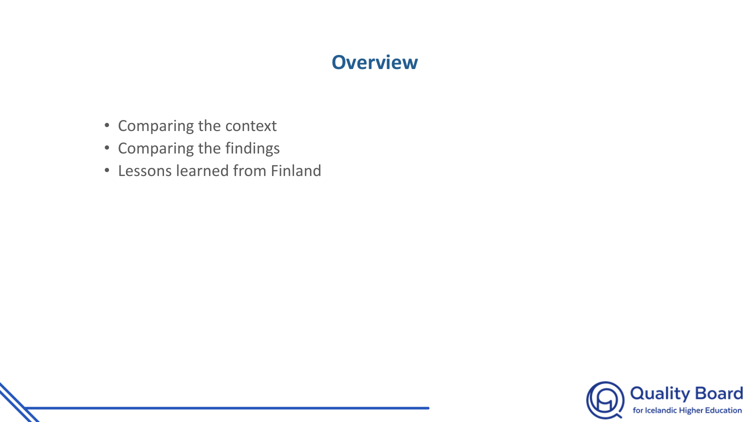# Overview

- Comparing the context
- Comparing the findings
- Lessons learned from Finland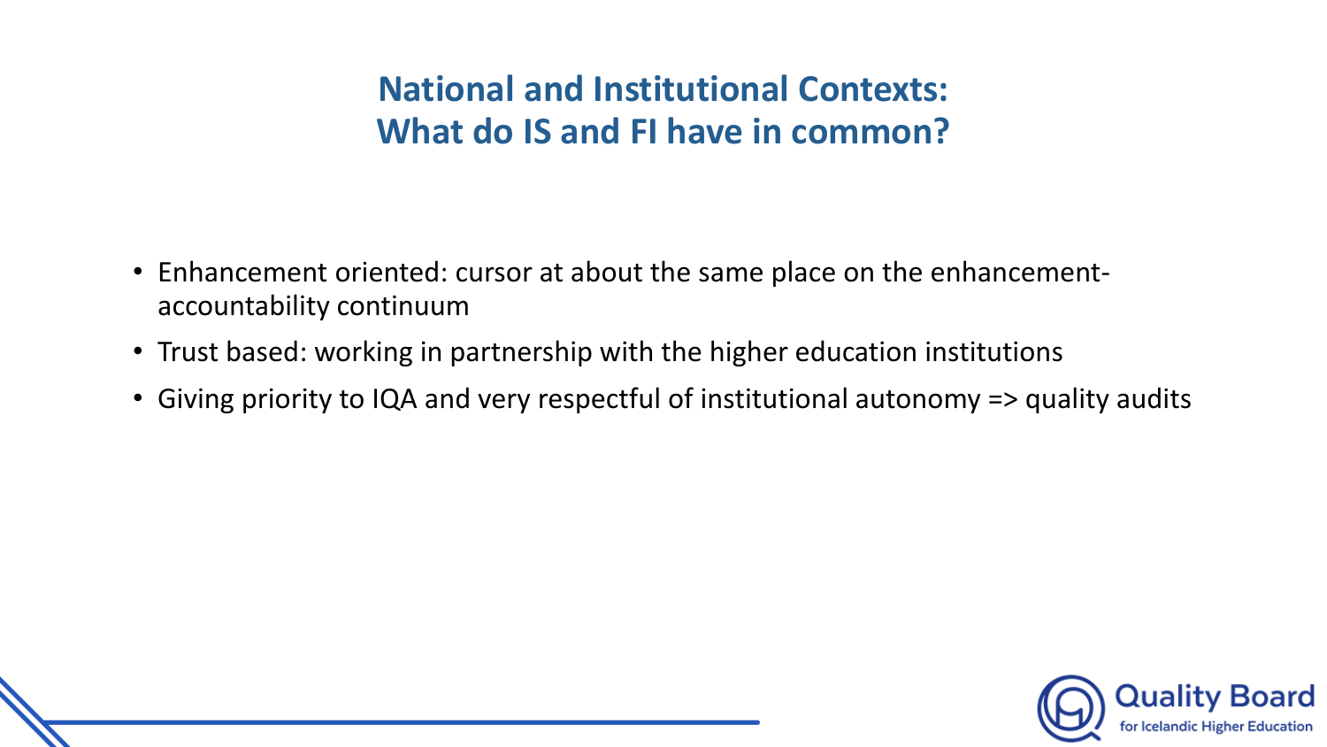## National and Institutional Contexts:
## What do IS and FI have in common?

- Enhancement oriented: cursor at about the same place on the enhancement-accountability continuum
- Trust based: working in partnership with the higher education institutions
- Giving priority to IQA and very respectful of institutional autonomy => quality audits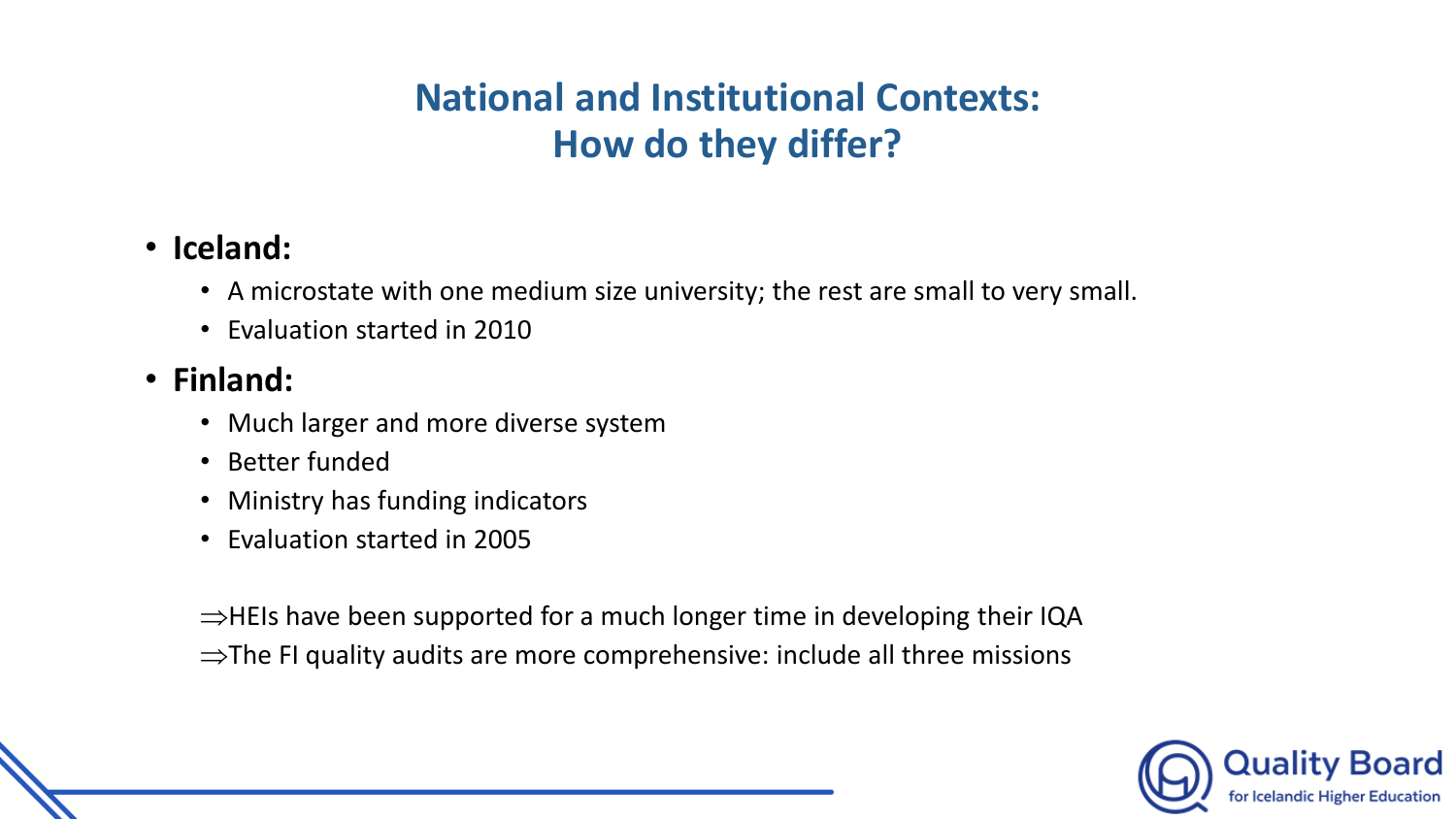# National and Institutional Contexts: How do they differ?

- **Iceland:**
  - A microstate with one medium size university; the rest are small to very small.
  - Evaluation started in 2010
- **Finland:**
  - Much larger and more diverse system
  - Better funded
  - Ministry has funding indicators
  - Evaluation started in 2005

⇒HEIs have been supported for a much longer time in developing their IQA

⇒The FI quality audits are more comprehensive: include all three missions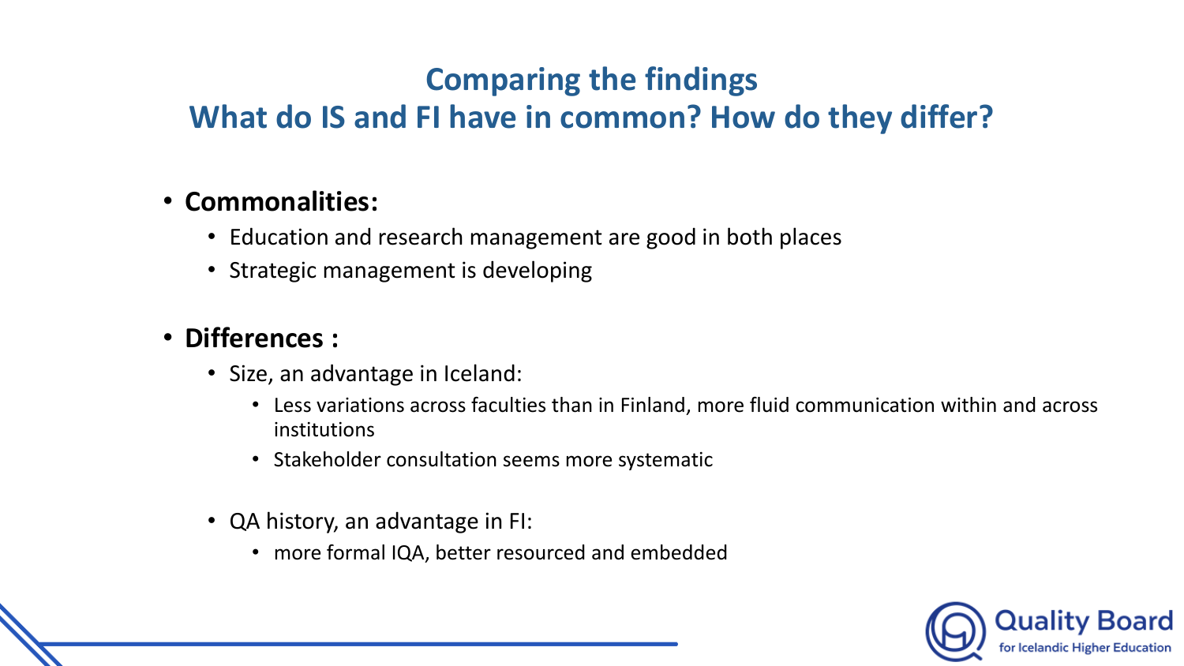# Comparing the findings
# What do IS and FI have in common? How do they differ?

- **Commonalities:**
  - Education and research management are good in both places
  - Strategic management is developing

- **Differences :**
  - Size, an advantage in Iceland:
    - Less variations across faculties than in Finland, more fluid communication within and across institutions
    - Stakeholder consultation seems more systematic
  - QA history, an advantage in FI:
    - more formal IQA, better resourced and embedded

Quality Board for Icelandic Higher Education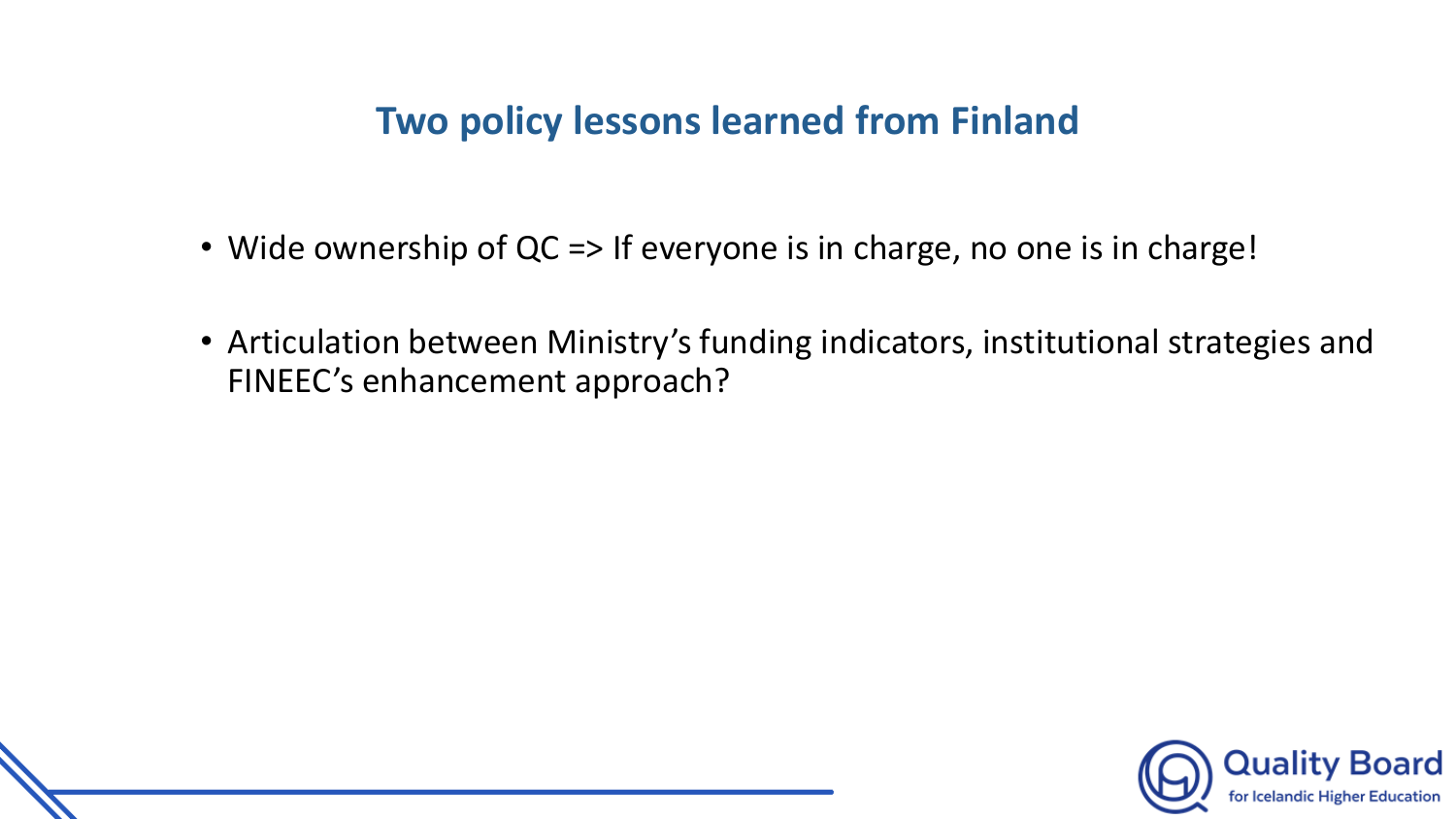# Two policy lessons learned from Finland

- Wide ownership of QC => If everyone is in charge, no one is in charge!
- Articulation between Ministry's funding indicators, institutional strategies and FINEEC's enhancement approach?